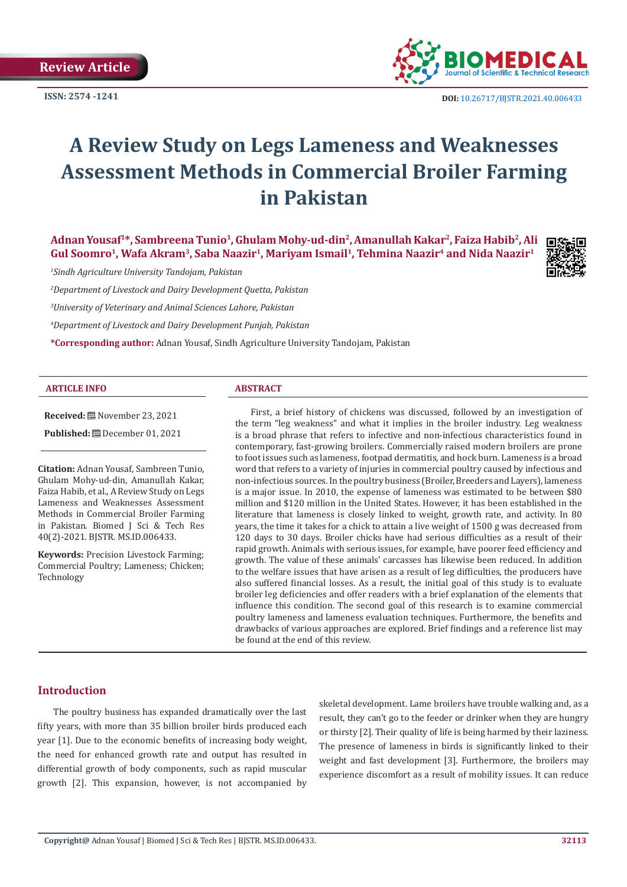Review Article

ISSN: 2574 -1241

DOI: 10.26717/BJSTR.2021.40.006433

# A Review Study on Legs Lameness and Weaknesses Assessment Methods in Commercial Broiler Farming in Pakistan

**Adnan Yousaf[1]*, Sambreena Tunio[1], Ghulam Mohy-ud-din[2], Amanullah Kakar[2], Faiza Habib[2], Ali Gul Soomro[1], Wafa Akram[3], Saba Naazir[1], Mariyam Ismail[1], Tehmina Naazir[4] and Nida Naazir[1]**

[1]*Sindh Agriculture University Tandojam, Pakistan*

[2]*Department of Livestock and Dairy Development Quetta, Pakistan*

[3]*University of Veterinary and Animal Sciences Lahore, Pakistan*

[4]*Department of Livestock and Dairy Development Punjab, Pakistan*

**\*Corresponding author:** Adnan Yousaf, Sindh Agriculture University Tandojam, Pakistan

## ARTICLE INFO

**Received:** November 23, 2021

**Published:** December 01, 2021

**Citation:** Adnan Yousaf, Sambreen Tunio, Ghulam Mohy-ud-din, Amanullah Kakar, Faiza Habib, et al., A Review Study on Legs Lameness and Weaknesses Assessment Methods in Commercial Broiler Farming in Pakistan. Biomed J Sci & Tech Res 40(2)-2021. BJSTR. MS.ID.006433.

**Keywords:** Precision Livestock Farming; Commercial Poultry; Lameness; Chicken; Technology

## ABSTRACT

First, a brief history of chickens was discussed, followed by an investigation of the term "leg weakness" and what it implies in the broiler industry. Leg weakness is a broad phrase that refers to infective and non-infectious characteristics found in contemporary, fast-growing broilers. Commercially raised modern broilers are prone to foot issues such as lameness, footpad dermatitis, and hock burn. Lameness is a broad word that refers to a variety of injuries in commercial poultry caused by infectious and non-infectious sources. In the poultry business (Broiler, Breeders and Layers), lameness is a major issue. In 2010, the expense of lameness was estimated to be between $80 million and $120 million in the United States. However, it has been established in the literature that lameness is closely linked to weight, growth rate, and activity. In 80 years, the time it takes for a chick to attain a live weight of 1500 g was decreased from 120 days to 30 days. Broiler chicks have had serious difficulties as a result of their rapid growth. Animals with serious issues, for example, have poorer feed efficiency and growth. The value of these animals' carcasses has likewise been reduced. In addition to the welfare issues that have arisen as a result of leg difficulties, the producers have also suffered financial losses. As a result, the initial goal of this study is to evaluate broiler leg deficiencies and offer readers with a brief explanation of the elements that influence this condition. The second goal of this research is to examine commercial poultry lameness and lameness evaluation techniques. Furthermore, the benefits and drawbacks of various approaches are explored. Brief findings and a reference list may be found at the end of this review.

## Introduction

The poultry business has expanded dramatically over the last fifty years, with more than 35 billion broiler birds produced each year [1]. Due to the economic benefits of increasing body weight, the need for enhanced growth rate and output has resulted in differential growth of body components, such as rapid muscular growth [2]. This expansion, however, is not accompanied by skeletal development. Lame broilers have trouble walking and, as a result, they can't go to the feeder or drinker when they are hungry or thirsty [2]. Their quality of life is being harmed by their laziness. The presence of lameness in birds is significantly linked to their weight and fast development [3]. Furthermore, the broilers may experience discomfort as a result of mobility issues. It can reduce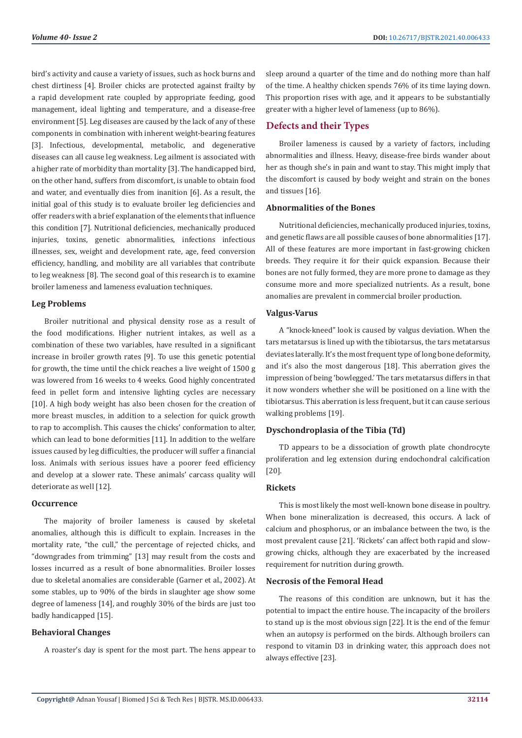bird's activity and cause a variety of issues, such as hock burns and chest dirtiness [4]. Broiler chicks are protected against frailty by a rapid development rate coupled by appropriate feeding, good management, ideal lighting and temperature, and a disease-free environment [5]. Leg diseases are caused by the lack of any of these components in combination with inherent weight-bearing features [3]. Infectious, developmental, metabolic, and degenerative diseases can all cause leg weakness. Leg ailment is associated with a higher rate of morbidity than mortality [3]. The handicapped bird, on the other hand, suffers from discomfort, is unable to obtain food and water, and eventually dies from inanition [6]. As a result, the initial goal of this study is to evaluate broiler leg deficiencies and offer readers with a brief explanation of the elements that influence this condition [7]. Nutritional deficiencies, mechanically produced injuries, toxins, genetic abnormalities, infections infectious illnesses, sex, weight and development rate, age, feed conversion efficiency, handling, and mobility are all variables that contribute to leg weakness [8]. The second goal of this research is to examine broiler lameness and lameness evaluation techniques.

### Leg Problems

Broiler nutritional and physical density rose as a result of the food modifications. Higher nutrient intakes, as well as a combination of these two variables, have resulted in a significant increase in broiler growth rates [9]. To use this genetic potential for growth, the time until the chick reaches a live weight of 1500 g was lowered from 16 weeks to 4 weeks. Good highly concentrated feed in pellet form and intensive lighting cycles are necessary [10]. A high body weight has also been chosen for the creation of more breast muscles, in addition to a selection for quick growth to rap to accomplish. This causes the chicks' conformation to alter, which can lead to bone deformities [11]. In addition to the welfare issues caused by leg difficulties, the producer will suffer a financial loss. Animals with serious issues have a poorer feed efficiency and develop at a slower rate. These animals' carcass quality will deteriorate as well [12].

### Occurrence

The majority of broiler lameness is caused by skeletal anomalies, although this is difficult to explain. Increases in the mortality rate, "the cull," the percentage of rejected chicks, and "downgrades from trimming" [13] may result from the costs and losses incurred as a result of bone abnormalities. Broiler losses due to skeletal anomalies are considerable (Garner et al., 2002). At some stables, up to 90% of the birds in slaughter age show some degree of lameness [14], and roughly 30% of the birds are just too badly handicapped [15].

### Behavioral Changes

A roaster's day is spent for the most part. The hens appear to sleep around a quarter of the time and do nothing more than half of the time. A healthy chicken spends 76% of its time laying down. This proportion rises with age, and it appears to be substantially greater with a higher level of lameness (up to 86%).

## Defects and their Types

Broiler lameness is caused by a variety of factors, including abnormalities and illness. Heavy, disease-free birds wander about her as though she's in pain and want to stay. This might imply that the discomfort is caused by body weight and strain on the bones and tissues [16].

### Abnormalities of the Bones

Nutritional deficiencies, mechanically produced injuries, toxins, and genetic flaws are all possible causes of bone abnormalities [17]. All of these features are more important in fast-growing chicken breeds. They require it for their quick expansion. Because their bones are not fully formed, they are more prone to damage as they consume more and more specialized nutrients. As a result, bone anomalies are prevalent in commercial broiler production.

### Valgus-Varus

A "knock-kneed" look is caused by valgus deviation. When the tars metatarsus is lined up with the tibiotarsus, the tars metatarsus deviates laterally. It's the most frequent type of long bone deformity, and it's also the most dangerous [18]. This aberration gives the impression of being 'bowlegged.' The tars metatarsus differs in that it now wonders whether she will be positioned on a line with the tibiotarsus. This aberration is less frequent, but it can cause serious walking problems [19].

### Dyschondroplasia of the Tibia (Td)

TD appears to be a dissociation of growth plate chondrocyte proliferation and leg extension during endochondral calcification [20].

### Rickets

This is most likely the most well-known bone disease in poultry. When bone mineralization is decreased, this occurs. A lack of calcium and phosphorus, or an imbalance between the two, is the most prevalent cause [21]. 'Rickets' can affect both rapid and slow-growing chicks, although they are exacerbated by the increased requirement for nutrition during growth.

### Necrosis of the Femoral Head

The reasons of this condition are unknown, but it has the potential to impact the entire house. The incapacity of the broilers to stand up is the most obvious sign [22]. It is the end of the femur when an autopsy is performed on the birds. Although broilers can respond to vitamin D3 in drinking water, this approach does not always effective [23].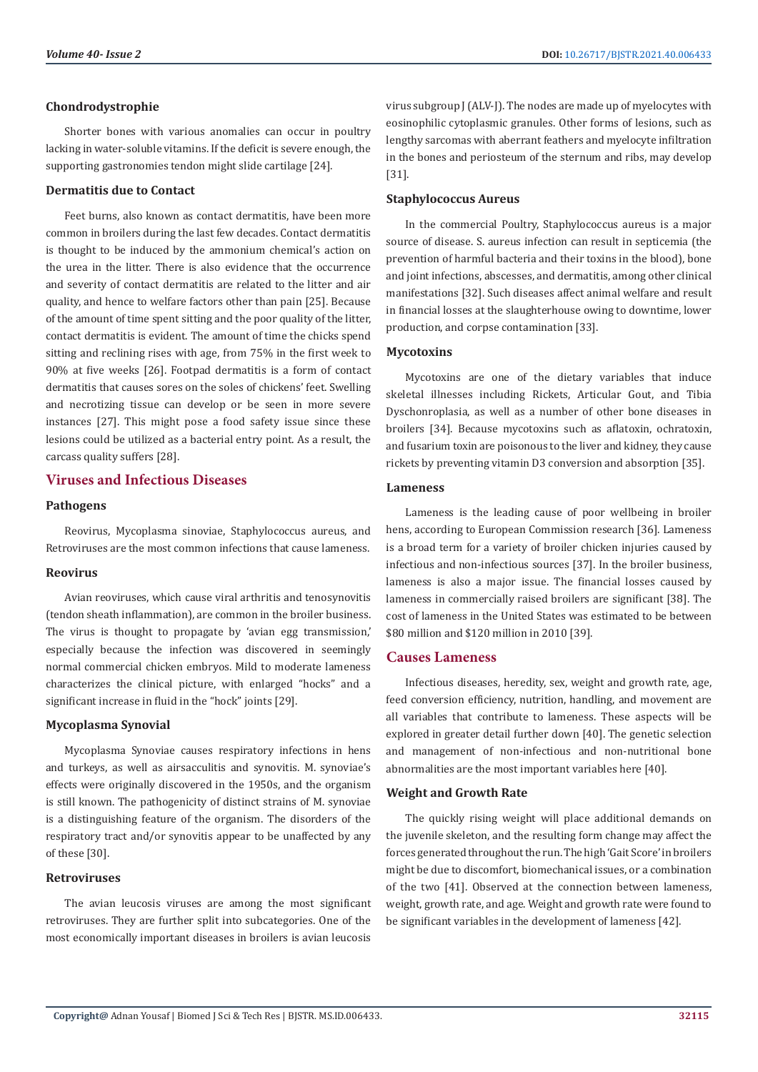### Chondrodystrophie

Shorter bones with various anomalies can occur in poultry lacking in water-soluble vitamins. If the deficit is severe enough, the supporting gastronomies tendon might slide cartilage [24].

### Dermatitis due to Contact

Feet burns, also known as contact dermatitis, have been more common in broilers during the last few decades. Contact dermatitis is thought to be induced by the ammonium chemical's action on the urea in the litter. There is also evidence that the occurrence and severity of contact dermatitis are related to the litter and air quality, and hence to welfare factors other than pain [25]. Because of the amount of time spent sitting and the poor quality of the litter, contact dermatitis is evident. The amount of time the chicks spend sitting and reclining rises with age, from 75% in the first week to 90% at five weeks [26]. Footpad dermatitis is a form of contact dermatitis that causes sores on the soles of chickens' feet. Swelling and necrotizing tissue can develop or be seen in more severe instances [27]. This might pose a food safety issue since these lesions could be utilized as a bacterial entry point. As a result, the carcass quality suffers [28].

## Viruses and Infectious Diseases

### Pathogens

Reovirus, Mycoplasma sinoviae, Staphylococcus aureus, and Retroviruses are the most common infections that cause lameness.

### Reovirus

Avian reoviruses, which cause viral arthritis and tenosynovitis (tendon sheath inflammation), are common in the broiler business. The virus is thought to propagate by 'avian egg transmission,' especially because the infection was discovered in seemingly normal commercial chicken embryos. Mild to moderate lameness characterizes the clinical picture, with enlarged "hocks" and a significant increase in fluid in the "hock" joints [29].

### Mycoplasma Synovial

Mycoplasma Synoviae causes respiratory infections in hens and turkeys, as well as airsacculitis and synovitis. M. synoviae's effects were originally discovered in the 1950s, and the organism is still known. The pathogenicity of distinct strains of M. synoviae is a distinguishing feature of the organism. The disorders of the respiratory tract and/or synovitis appear to be unaffected by any of these [30].

### Retroviruses

The avian leucosis viruses are among the most significant retroviruses. They are further split into subcategories. One of the most economically important diseases in broilers is avian leucosis virus subgroup J (ALV-J). The nodes are made up of myelocytes with eosinophilic cytoplasmic granules. Other forms of lesions, such as lengthy sarcomas with aberrant feathers and myelocyte infiltration in the bones and periosteum of the sternum and ribs, may develop [31].

### Staphylococcus Aureus

In the commercial Poultry, Staphylococcus aureus is a major source of disease. S. aureus infection can result in septicemia (the prevention of harmful bacteria and their toxins in the blood), bone and joint infections, abscesses, and dermatitis, among other clinical manifestations [32]. Such diseases affect animal welfare and result in financial losses at the slaughterhouse owing to downtime, lower production, and corpse contamination [33].

### Mycotoxins

Mycotoxins are one of the dietary variables that induce skeletal illnesses including Rickets, Articular Gout, and Tibia Dyschonroplasia, as well as a number of other bone diseases in broilers [34]. Because mycotoxins such as aflatoxin, ochratoxin, and fusarium toxin are poisonous to the liver and kidney, they cause rickets by preventing vitamin D3 conversion and absorption [35].

### Lameness

Lameness is the leading cause of poor wellbeing in broiler hens, according to European Commission research [36]. Lameness is a broad term for a variety of broiler chicken injuries caused by infectious and non-infectious sources [37]. In the broiler business, lameness is also a major issue. The financial losses caused by lameness in commercially raised broilers are significant [38]. The cost of lameness in the United States was estimated to be between $80 million and $120 million in 2010 [39].

## Causes Lameness

Infectious diseases, heredity, sex, weight and growth rate, age, feed conversion efficiency, nutrition, handling, and movement are all variables that contribute to lameness. These aspects will be explored in greater detail further down [40]. The genetic selection and management of non-infectious and non-nutritional bone abnormalities are the most important variables here [40].

### Weight and Growth Rate

The quickly rising weight will place additional demands on the juvenile skeleton, and the resulting form change may affect the forces generated throughout the run. The high 'Gait Score' in broilers might be due to discomfort, biomechanical issues, or a combination of the two [41]. Observed at the connection between lameness, weight, growth rate, and age. Weight and growth rate were found to be significant variables in the development of lameness [42].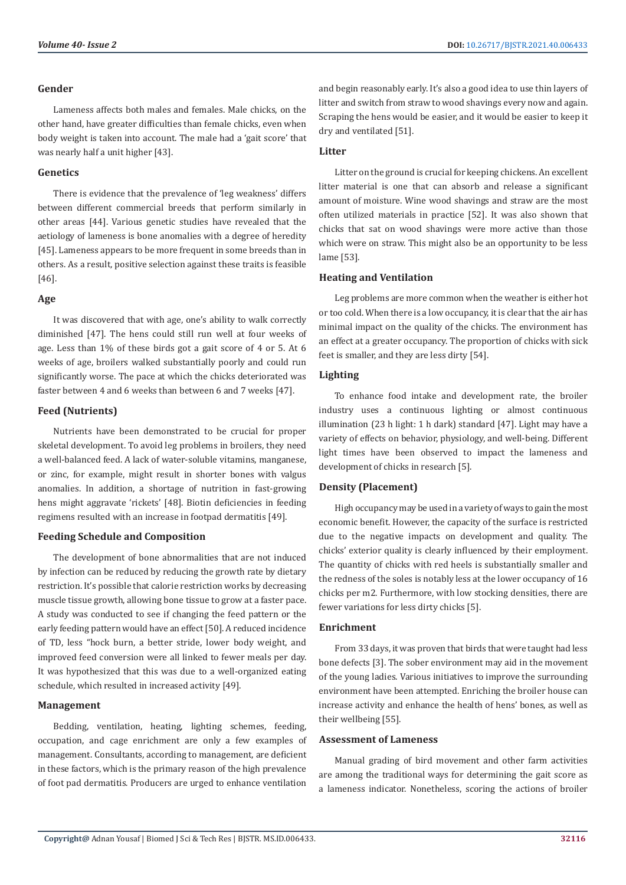### Gender

Lameness affects both males and females. Male chicks, on the other hand, have greater difficulties than female chicks, even when body weight is taken into account. The male had a 'gait score' that was nearly half a unit higher [43].

### Genetics

There is evidence that the prevalence of 'leg weakness' differs between different commercial breeds that perform similarly in other areas [44]. Various genetic studies have revealed that the aetiology of lameness is bone anomalies with a degree of heredity [45]. Lameness appears to be more frequent in some breeds than in others. As a result, positive selection against these traits is feasible [46].

### Age

It was discovered that with age, one's ability to walk correctly diminished [47]. The hens could still run well at four weeks of age. Less than 1% of these birds got a gait score of 4 or 5. At 6 weeks of age, broilers walked substantially poorly and could run significantly worse. The pace at which the chicks deteriorated was faster between 4 and 6 weeks than between 6 and 7 weeks [47].

### Feed (Nutrients)

Nutrients have been demonstrated to be crucial for proper skeletal development. To avoid leg problems in broilers, they need a well-balanced feed. A lack of water-soluble vitamins, manganese, or zinc, for example, might result in shorter bones with valgus anomalies. In addition, a shortage of nutrition in fast-growing hens might aggravate 'rickets' [48]. Biotin deficiencies in feeding regimens resulted with an increase in footpad dermatitis [49].

### Feeding Schedule and Composition

The development of bone abnormalities that are not induced by infection can be reduced by reducing the growth rate by dietary restriction. It's possible that calorie restriction works by decreasing muscle tissue growth, allowing bone tissue to grow at a faster pace. A study was conducted to see if changing the feed pattern or the early feeding pattern would have an effect [50]. A reduced incidence of TD, less "hock burn, a better stride, lower body weight, and improved feed conversion were all linked to fewer meals per day. It was hypothesized that this was due to a well-organized eating schedule, which resulted in increased activity [49].

### Management

Bedding, ventilation, heating, lighting schemes, feeding, occupation, and cage enrichment are only a few examples of management. Consultants, according to management, are deficient in these factors, which is the primary reason of the high prevalence of foot pad dermatitis. Producers are urged to enhance ventilation and begin reasonably early. It's also a good idea to use thin layers of litter and switch from straw to wood shavings every now and again. Scraping the hens would be easier, and it would be easier to keep it dry and ventilated [51].

### Litter

Litter on the ground is crucial for keeping chickens. An excellent litter material is one that can absorb and release a significant amount of moisture. Wine wood shavings and straw are the most often utilized materials in practice [52]. It was also shown that chicks that sat on wood shavings were more active than those which were on straw. This might also be an opportunity to be less lame [53].

### Heating and Ventilation

Leg problems are more common when the weather is either hot or too cold. When there is a low occupancy, it is clear that the air has minimal impact on the quality of the chicks. The environment has an effect at a greater occupancy. The proportion of chicks with sick feet is smaller, and they are less dirty [54].

### Lighting

To enhance food intake and development rate, the broiler industry uses a continuous lighting or almost continuous illumination (23 h light: 1 h dark) standard [47]. Light may have a variety of effects on behavior, physiology, and well-being. Different light times have been observed to impact the lameness and development of chicks in research [5].

### Density (Placement)

High occupancy may be used in a variety of ways to gain the most economic benefit. However, the capacity of the surface is restricted due to the negative impacts on development and quality. The chicks' exterior quality is clearly influenced by their employment. The quantity of chicks with red heels is substantially smaller and the redness of the soles is notably less at the lower occupancy of 16 chicks per m2. Furthermore, with low stocking densities, there are fewer variations for less dirty chicks [5].

### Enrichment

From 33 days, it was proven that birds that were taught had less bone defects [3]. The sober environment may aid in the movement of the young ladies. Various initiatives to improve the surrounding environment have been attempted. Enriching the broiler house can increase activity and enhance the health of hens' bones, as well as their wellbeing [55].

### Assessment of Lameness

Manual grading of bird movement and other farm activities are among the traditional ways for determining the gait score as a lameness indicator. Nonetheless, scoring the actions of broiler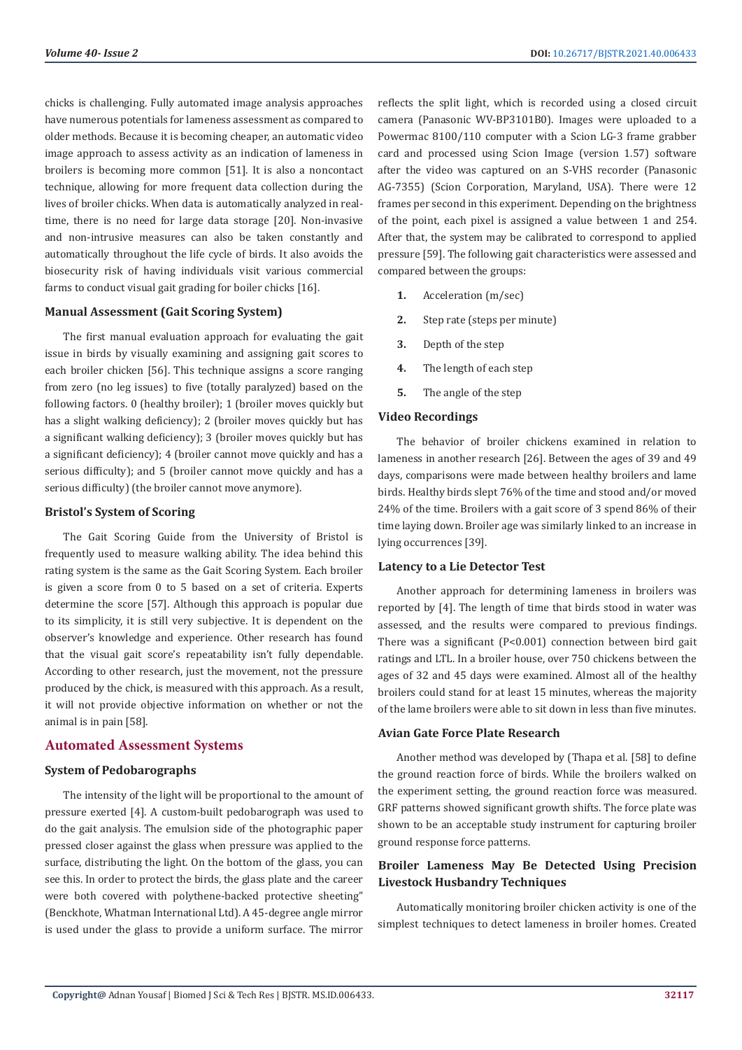chicks is challenging. Fully automated image analysis approaches have numerous potentials for lameness assessment as compared to older methods. Because it is becoming cheaper, an automatic video image approach to assess activity as an indication of lameness in broilers is becoming more common [51]. It is also a noncontact technique, allowing for more frequent data collection during the lives of broiler chicks. When data is automatically analyzed in real-time, there is no need for large data storage [20]. Non-invasive and non-intrusive measures can also be taken constantly and automatically throughout the life cycle of birds. It also avoids the biosecurity risk of having individuals visit various commercial farms to conduct visual gait grading for boiler chicks [16].

### Manual Assessment (Gait Scoring System)

The first manual evaluation approach for evaluating the gait issue in birds by visually examining and assigning gait scores to each broiler chicken [56]. This technique assigns a score ranging from zero (no leg issues) to five (totally paralyzed) based on the following factors. 0 (healthy broiler); 1 (broiler moves quickly but has a slight walking deficiency); 2 (broiler moves quickly but has a significant walking deficiency); 3 (broiler moves quickly but has a significant deficiency); 4 (broiler cannot move quickly and has a serious difficulty); and 5 (broiler cannot move quickly and has a serious difficulty) (the broiler cannot move anymore).

### Bristol's System of Scoring

The Gait Scoring Guide from the University of Bristol is frequently used to measure walking ability. The idea behind this rating system is the same as the Gait Scoring System. Each broiler is given a score from 0 to 5 based on a set of criteria. Experts determine the score [57]. Although this approach is popular due to its simplicity, it is still very subjective. It is dependent on the observer's knowledge and experience. Other research has found that the visual gait score's repeatability isn't fully dependable. According to other research, just the movement, not the pressure produced by the chick, is measured with this approach. As a result, it will not provide objective information on whether or not the animal is in pain [58].

## Automated Assessment Systems

### System of Pedobarographs

The intensity of the light will be proportional to the amount of pressure exerted [4]. A custom-built pedobarograph was used to do the gait analysis. The emulsion side of the photographic paper pressed closer against the glass when pressure was applied to the surface, distributing the light. On the bottom of the glass, you can see this. In order to protect the birds, the glass plate and the career were both covered with polythene-backed protective sheeting" (Benckhote, Whatman International Ltd). A 45-degree angle mirror is used under the glass to provide a uniform surface. The mirror reflects the split light, which is recorded using a closed circuit camera (Panasonic WV-BP3101B0). Images were uploaded to a Powermac 8100/110 computer with a Scion LG-3 frame grabber card and processed using Scion Image (version 1.57) software after the video was captured on an S-VHS recorder (Panasonic AG-7355) (Scion Corporation, Maryland, USA). There were 12 frames per second in this experiment. Depending on the brightness of the point, each pixel is assigned a value between 1 and 254. After that, the system may be calibrated to correspond to applied pressure [59]. The following gait characteristics were assessed and compared between the groups:

1. Acceleration (m/sec)
2. Step rate (steps per minute)
3. Depth of the step
4. The length of each step
5. The angle of the step

### Video Recordings

The behavior of broiler chickens examined in relation to lameness in another research [26]. Between the ages of 39 and 49 days, comparisons were made between healthy broilers and lame birds. Healthy birds slept 76% of the time and stood and/or moved 24% of the time. Broilers with a gait score of 3 spend 86% of their time laying down. Broiler age was similarly linked to an increase in lying occurrences [39].

### Latency to a Lie Detector Test

Another approach for determining lameness in broilers was reported by [4]. The length of time that birds stood in water was assessed, and the results were compared to previous findings. There was a significant ($P<0.001$) connection between bird gait ratings and LTL. In a broiler house, over 750 chickens between the ages of 32 and 45 days were examined. Almost all of the healthy broilers could stand for at least 15 minutes, whereas the majority of the lame broilers were able to sit down in less than five minutes.

### Avian Gate Force Plate Research

Another method was developed by (Thapa et al. [58] to define the ground reaction force of birds. While the broilers walked on the experiment setting, the ground reaction force was measured. GRF patterns showed significant growth shifts. The force plate was shown to be an acceptable study instrument for capturing broiler ground response force patterns.

### Broiler Lameness May Be Detected Using Precision Livestock Husbandry Techniques

Automatically monitoring broiler chicken activity is one of the simplest techniques to detect lameness in broiler homes. Created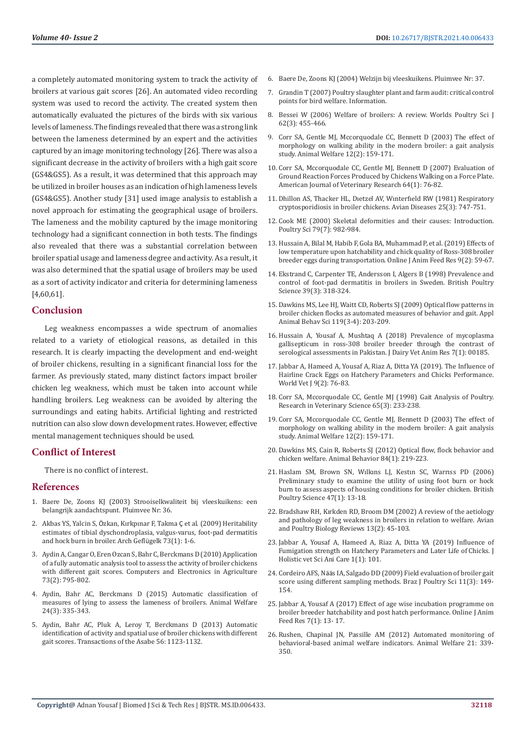a completely automated monitoring system to track the activity of broilers at various gait scores [26]. An automated video recording system was used to record the activity. The created system then automatically evaluated the pictures of the birds with six various levels of lameness. The findings revealed that there was a strong link between the lameness determined by an expert and the activities captured by an image monitoring technology [26]. There was also a significant decrease in the activity of broilers with a high gait score (GS4&GS5). As a result, it was determined that this approach may be utilized in broiler houses as an indication of high lameness levels (GS4&GS5). Another study [31] used image analysis to establish a novel approach for estimating the geographical usage of broilers. The lameness and the mobility captured by the image monitoring technology had a significant connection in both tests. The findings also revealed that there was a substantial correlation between broiler spatial usage and lameness degree and activity. As a result, it was also determined that the spatial usage of broilers may be used as a sort of activity indicator and criteria for determining lameness [4,60,61].

## Conclusion

Leg weakness encompasses a wide spectrum of anomalies related to a variety of etiological reasons, as detailed in this research. It is clearly impacting the development and end-weight of broiler chickens, resulting in a significant financial loss for the farmer. As previously stated, many distinct factors impact broiler chicken leg weakness, which must be taken into account while handling broilers. Leg weakness can be avoided by altering the surroundings and eating habits. Artificial lighting and restricted nutrition can also slow down development rates. However, effective mental management techniques should be used.

## Conflict of Interest

There is no conflict of interest.

## References

1. Baere De, Zoons KJ (2003) Strooiselkwaliteit bij vleeskuikens: een belangrijk aandachtspunt. Pluimvee Nr: 36.
2. Akbas YS, Yalcin S, Özkan, Kırkpınar F, Takma Ç et al. (2009) Heritability estimates of tibial dyschondroplasia, valgus-varus, foot-pad dermatitis and hock burn in broiler. Arch Geflügelk 73(1): 1-6.
3. Aydin A, Cangar O, Eren Ozcan S, Bahr C, Berckmans D (2010) Application of a fully automatic analysis tool to assess the activity of broiler chickens with different gait scores. Computers and Electronics in Agriculture 73(2): 795-802.
4. Aydin, Bahr AC, Berckmans D (2015) Automatic classification of measures of lying to assess the lameness of broilers. Animal Welfare 24(3): 335-343.
5. Aydin, Bahr AC, Pluk A, Leroy T, Berckmans D (2013) Automatic identification of activity and spatial use of broiler chickens with different gait scores. Transactions of the Asabe 56: 1123-1132.
6. Baere De, Zoons KJ (2004) Welzijn bij vleeskuikens. Pluimvee Nr: 37.
7. Grandin T (2007) Poultry slaughter plant and farm audit: critical control points for bird welfare. Information.
8. Bessei W (2006) Welfare of broilers: A review. Worlds Poultry Sci J 62(3): 455-466.
9. Corr SA, Gentle MJ, Mccorquodale CC, Bennett D (2003) The effect of morphology on walking ability in the modern broiler: a gait analysis study. Animal Welfare 12(2): 159-171.
10. Corr SA, Mccorquodale CC, Gentle MJ, Bennett D (2007) Evaluation of Ground Reaction Forces Produced by Chickens Walking on a Force Plate. American Journal of Veterinary Research 64(1): 76-82.
11. Dhillon AS, Thacker HL, Dıetzel AV, Wınterfıeld RW (1981) Respiratory cryptosporidiosis in broiler chickens. Avian Diseases 25(3): 747-751.
12. Cook ME (2000) Skeletal deformities and their causes: Introduction. Poultry Sci 79(7): 982-984.
13. Hussain A, Bilal M, Habib F, Gola BA, Muhammad P, et al. (2019) Effects of low temperature upon hatchability and chick quality of Ross-308 broiler breeder eggs during transportation. Online J Anim Feed Res 9(2): 59-67.
14. Ekstrand C, Carpenter TE, Andersson I, Algers B (1998) Prevalence and control of foot-pad dermatitis in broilers in Sweden. British Poultry Science 39(3): 318-324.
15. Dawkins MS, Lee HJ, Waitt CD, Roberts SJ (2009) Optical flow patterns in broiler chicken flocks as automated measures of behavior and gait. Appl Animal Behav Sci 119(3-4): 203-209.
16. Hussain A, Yousaf A, Mushtaq A (2018) Prevalence of mycoplasma gallisepticum in ross-308 broiler breeder through the contrast of serological assessments in Pakistan. J Dairy Vet Anim Res 7(1): 00185.
17. Jabbar A, Hameed A, Yousaf A, Riaz A, Ditta YA (2019). The Influence of Hairline Crack Eggs on Hatchery Parameters and Chicks Performance. World Vet J 9(2): 76-83.
18. Corr SA, Mccorquodale CC, Gentle MJ (1998) Gait Analysis of Poultry. Research in Veterinary Science 65(3): 233-238.
19. Corr SA, Mccorquodale CC, Gentle MJ, Bennett D (2003) The effect of morphology on walking ability in the modern broiler: A gait analysis study. Animal Welfare 12(2): 159-171.
20. Dawkins MS, Cain R, Roberts SJ (2012) Optical flow, flock behavior and chicken welfare. Animal Behavior 84(1): 219-223.
21. Haslam SM, Brown SN, Wılkıns LJ, Kestın SC, Warrıss PD (2006) Preliminary study to examine the utility of using foot burn or hock burn to assess aspects of housing conditions for broiler chicken. British Poultry Science 47(1): 13-18.
22. Bradshaw RH, Kırkden RD, Broom DM (2002) A review of the aetiology and pathology of leg weakness in broilers in relation to welfare. Avian and Poultry Biology Reviews 13(2): 45-103.
23. Jabbar A, Yousaf A, Hameed A, Riaz A, Ditta YA (2019) Influence of Fumigation strength on Hatchery Parameters and Later Life of Chicks. J Holistic vet Sci Ani Care 1(1): 101.
24. Cordeiro AFS, Nääs IA, Salgado DD (2009) Field evaluation of broiler gait score using different sampling methods. Braz J Poultry Sci 11(3): 149-154.
25. Jabbar A, Yousaf A (2017) Effect of age wise incubation programme on broiler breeder hatchability and post hatch performance. Online J Anim Feed Res 7(1): 13- 17.
26. Rushen, Chapinal JN, Passille AM (2012) Automated monitoring of behavioral-based animal welfare indicators. Animal Welfare 21: 339-350.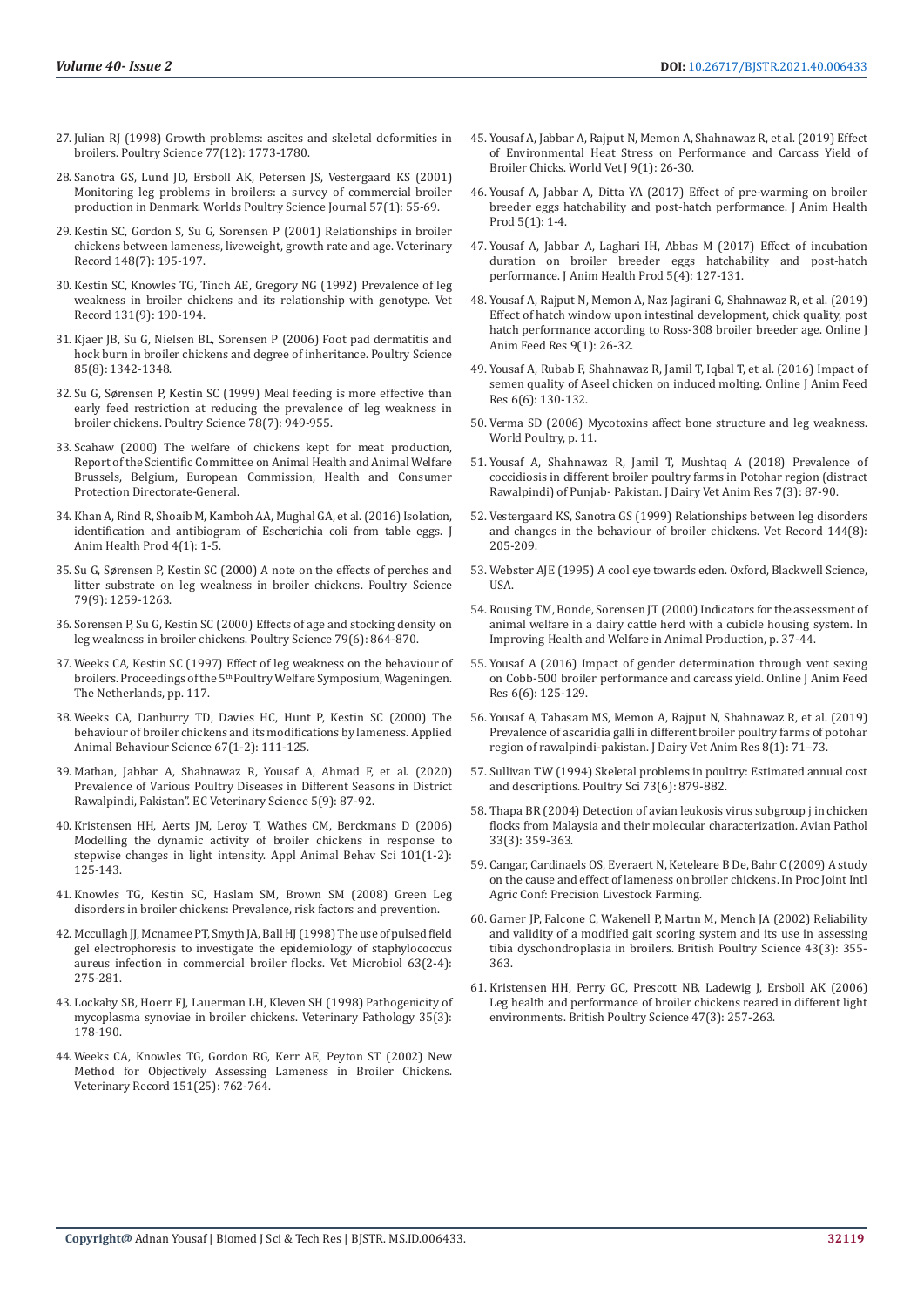27. Julian RJ (1998) Growth problems: ascites and skeletal deformities in broilers. Poultry Science 77(12): 1773-1780.

28. Sanotra GS, Lund JD, Ersboll AK, Petersen JS, Vestergaard KS (2001) Monitoring leg problems in broilers: a survey of commercial broiler production in Denmark. Worlds Poultry Science Journal 57(1): 55-69.

29. Kestin SC, Gordon S, Su G, Sorensen P (2001) Relationships in broiler chickens between lameness, liveweight, growth rate and age. Veterinary Record 148(7): 195-197.

30. Kestin SC, Knowles TG, Tinch AE, Gregory NG (1992) Prevalence of leg weakness in broiler chickens and its relationship with genotype. Vet Record 131(9): 190-194.

31. Kjaer JB, Su G, Nielsen BL, Sorensen P (2006) Foot pad dermatitis and hock burn in broiler chickens and degree of inheritance. Poultry Science 85(8): 1342-1348.

32. Su G, Sørensen P, Kestin SC (1999) Meal feeding is more effective than early feed restriction at reducing the prevalence of leg weakness in broiler chickens. Poultry Science 78(7): 949-955.

33. Scahaw (2000) The welfare of chickens kept for meat production, Report of the Scientific Committee on Animal Health and Animal Welfare Brussels, Belgium, European Commission, Health and Consumer Protection Directorate-General.

34. Khan A, Rind R, Shoaib M, Kamboh AA, Mughal GA, et al. (2016) Isolation, identification and antibiogram of Escherichia coli from table eggs. J Anim Health Prod 4(1): 1-5.

35. Su G, Sørensen P, Kestin SC (2000) A note on the effects of perches and litter substrate on leg weakness in broiler chickens. Poultry Science 79(9): 1259-1263.

36. Sorensen P, Su G, Kestin SC (2000) Effects of age and stocking density on leg weakness in broiler chickens. Poultry Science 79(6): 864-870.

37. Weeks CA, Kestin SC (1997) Effect of leg weakness on the behaviour of broilers. Proceedings of the 5th Poultry Welfare Symposium, Wageningen. The Netherlands, pp. 117.

38. Weeks CA, Danburry TD, Davies HC, Hunt P, Kestin SC (2000) The behaviour of broiler chickens and its modifications by lameness. Applied Animal Behaviour Science 67(1-2): 111-125.

39. Mathan, Jabbar A, Shahnawaz R, Yousaf A, Ahmad F, et al. (2020) Prevalence of Various Poultry Diseases in Different Seasons in District Rawalpindi, Pakistan". EC Veterinary Science 5(9): 87-92.

40. Kristensen HH, Aerts JM, Leroy T, Wathes CM, Berckmans D (2006) Modelling the dynamic activity of broiler chickens in response to stepwise changes in light intensity. Appl Animal Behav Sci 101(1-2): 125-143.

41. Knowles TG, Kestin SC, Haslam SM, Brown SM (2008) Green Leg disorders in broiler chickens: Prevalence, risk factors and prevention.

42. Mccullagh JJ, Mcnamee PT, Smyth JA, Ball HJ (1998) The use of pulsed field gel electrophoresis to investigate the epidemiology of staphylococcus aureus infection in commercial broiler flocks. Vet Microbiol 63(2-4): 275-281.

43. Lockaby SB, Hoerr FJ, Lauerman LH, Kleven SH (1998) Pathogenicity of mycoplasma synoviae in broiler chickens. Veterinary Pathology 35(3): 178-190.

44. Weeks CA, Knowles TG, Gordon RG, Kerr AE, Peyton ST (2002) New Method for Objectively Assessing Lameness in Broiler Chickens. Veterinary Record 151(25): 762-764.

45. Yousaf A, Jabbar A, Rajput N, Memon A, Shahnawaz R, et al. (2019) Effect of Environmental Heat Stress on Performance and Carcass Yield of Broiler Chicks. World Vet J 9(1): 26-30.

46. Yousaf A, Jabbar A, Ditta YA (2017) Effect of pre-warming on broiler breeder eggs hatchability and post-hatch performance. J Anim Health Prod 5(1): 1-4.

47. Yousaf A, Jabbar A, Laghari IH, Abbas M (2017) Effect of incubation duration on broiler breeder eggs hatchability and post-hatch performance. J Anim Health Prod 5(4): 127-131.

48. Yousaf A, Rajput N, Memon A, Naz Jagirani G, Shahnawaz R, et al. (2019) Effect of hatch window upon intestinal development, chick quality, post hatch performance according to Ross-308 broiler breeder age. Online J Anim Feed Res 9(1): 26-32.

49. Yousaf A, Rubab F, Shahnawaz R, Jamil T, Iqbal T, et al. (2016) Impact of semen quality of Aseel chicken on induced molting. Online J Anim Feed Res 6(6): 130-132.

50. Verma SD (2006) Mycotoxins affect bone structure and leg weakness. World Poultry, p. 11.

51. Yousaf A, Shahnawaz R, Jamil T, Mushtaq A (2018) Prevalence of coccidiosis in different broiler poultry farms in Potohar region (distract Rawalpindi) of Punjab- Pakistan. J Dairy Vet Anim Res 7(3): 87-90.

52. Vestergaard KS, Sanotra GS (1999) Relationships between leg disorders and changes in the behaviour of broiler chickens. Vet Record 144(8): 205-209.

53. Webster AJE (1995) A cool eye towards eden. Oxford, Blackwell Science, USA.

54. Rousing TM, Bonde, Sorensen JT (2000) Indicators for the assessment of animal welfare in a dairy cattle herd with a cubicle housing system. In Improving Health and Welfare in Animal Production, p. 37-44.

55. Yousaf A (2016) Impact of gender determination through vent sexing on Cobb-500 broiler performance and carcass yield. Online J Anim Feed Res 6(6): 125-129.

56. Yousaf A, Tabasam MS, Memon A, Rajput N, Shahnawaz R, et al. (2019) Prevalence of ascaridia galli in different broiler poultry farms of potohar region of rawalpindi-pakistan. J Dairy Vet Anim Res 8(1): 71–73.

57. Sullivan TW (1994) Skeletal problems in poultry: Estimated annual cost and descriptions. Poultry Sci 73(6): 879-882.

58. Thapa BR (2004) Detection of avian leukosis virus subgroup j in chicken flocks from Malaysia and their molecular characterization. Avian Pathol 33(3): 359-363.

59. Cangar, Cardinaels OS, Everaert N, Keteleare B De, Bahr C (2009) A study on the cause and effect of lameness on broiler chickens. In Proc Joint Intl Agric Conf: Precision Livestock Farming.

60. Garner JP, Falcone C, Wakenell P, Martın M, Mench JA (2002) Reliability and validity of a modified gait scoring system and its use in assessing tibia dyschondroplasia in broilers. British Poultry Science 43(3): 355-363.

61. Kristensen HH, Perry GC, Prescott NB, Ladewig J, Ersboll AK (2006) Leg health and performance of broiler chickens reared in different light environments. British Poultry Science 47(3): 257-263.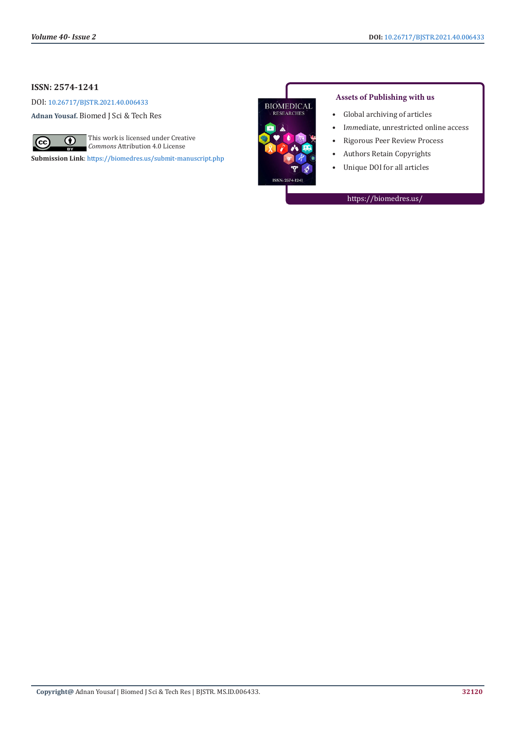**ISSN: 2574-1241**

DOI: 10.26717/BJSTR.2021.40.006433

**Adnan Yousaf.** Biomed J Sci & Tech Res

This work is licensed under Creative *Commons* Attribution 4.0 License

**Submission Link**: https://biomedres.us/submit-manuscript.php

**Assets of Publishing with us**

- Global archiving of articles
- Immediate, unrestricted online access
- Rigorous Peer Review Process
- Authors Retain Copyrights
- Unique DOI for all articles

https://biomedres.us/